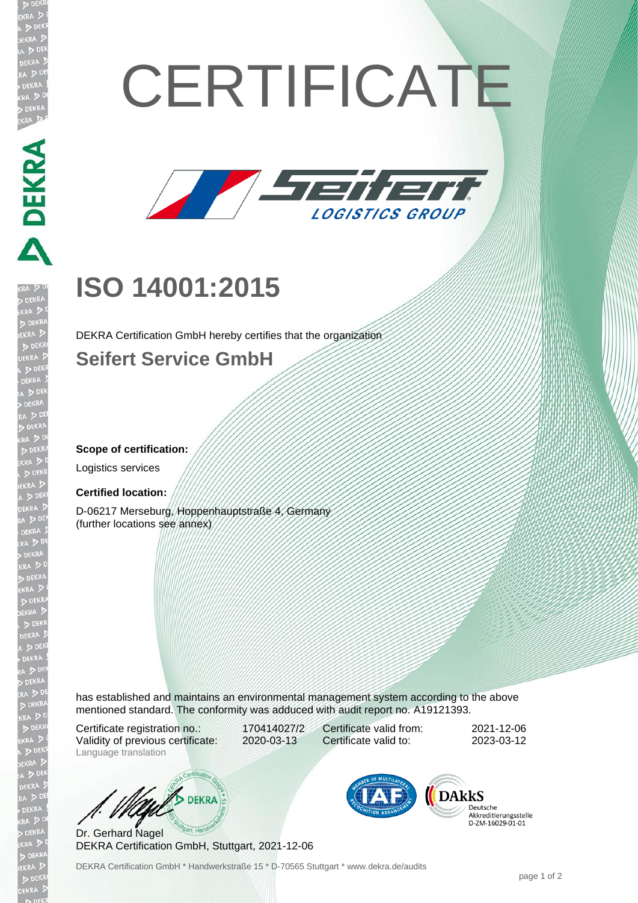# CERTIFICATE

## ISO 14001:2015

DEKRA Certification GmbH hereby certifies that the organization

### Seifert Service GmbH

**Scope of certification:**

Logistics services

**Certified location:**

D-06217 Merseburg, Hoppenhauptstraße 4, Germany
(further locations see annex)

has established and maintains an environmental management system according to the above mentioned standard. The conformity was adduced with audit report no. A19121393.

| | | | |
|---|---|---|---|
| Certificate registration no.: | 170414027/2 | Certificate valid from: | 2021-12-06 |
| Validity of previous certificate: | 2020-03-13 | Certificate valid to: | 2023-03-12 |

Language translation

Dr. Gerhard Nagel
DEKRA Certification GmbH, Stuttgart, 2021-12-06

DAkkS Deutsche Akkreditierungsstelle D-ZM-16029-01-01

DEKRA Certification GmbH * Handwerkstraße 15 * D-70565 Stuttgart * www.dekra.de/audits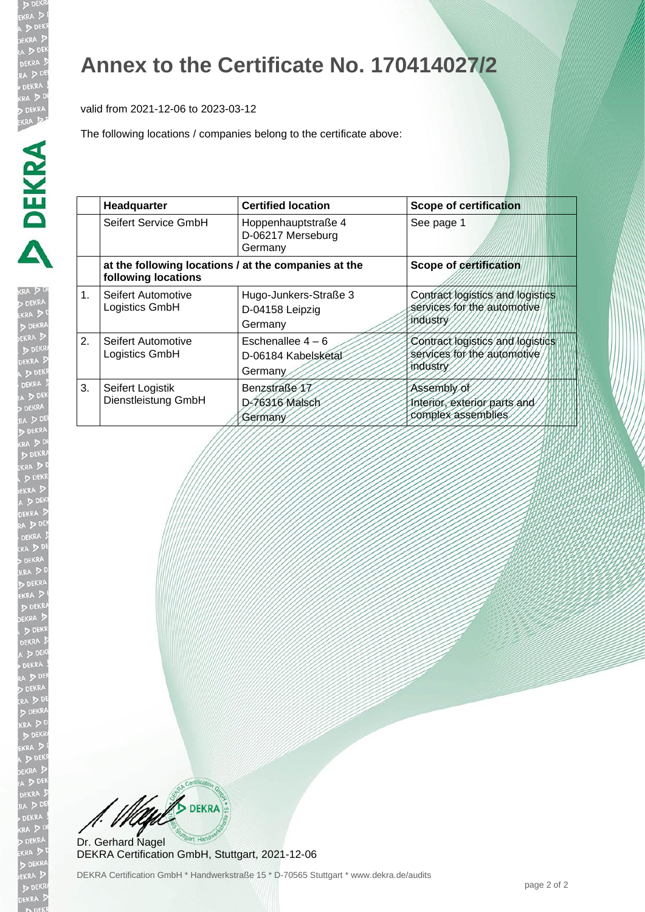# Annex to the Certificate No. 170414027/2

valid from 2021-12-06 to 2023-03-12

The following locations / companies belong to the certificate above:

| | Headquarter | Certified location | Scope of certification |
|---|---|---|---|
| | Seifert Service GmbH | Hoppenhauptstraße 4<br>D-06217 Merseburg<br>Germany | See page 1 |
| | **at the following locations / at the companies at the following locations** | | **Scope of certification** |
| 1. | Seifert Automotive Logistics GmbH | Hugo-Junkers-Straße 3<br>D-04158 Leipzig<br>Germany | Contract logistics and logistics services for the automotive industry |
| 2. | Seifert Automotive Logistics GmbH | Eschenallee 4 – 6<br>D-06184 Kabelsketal<br>Germany | Contract logistics and logistics services for the automotive industry |
| 3. | Seifert Logistik Dienstleistung GmbH | Benzstraße 17<br>D-76316 Malsch<br>Germany | Assembly of<br>Interior, exterior parts and complex assemblies |

Dr. Gerhard Nagel
DEKRA Certification GmbH, Stuttgart, 2021-12-06

DEKRA Certification GmbH * Handwerkstraße 15 * D-70565 Stuttgart * www.dekra.de/audits